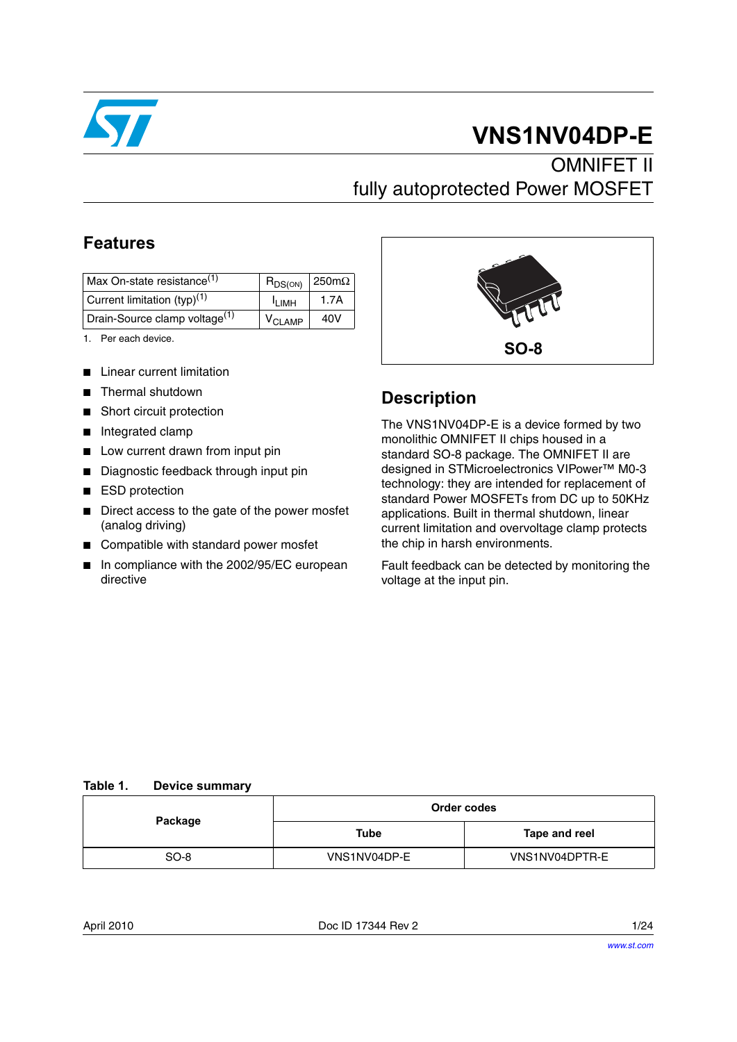# VNS1NV04DP-E

## OMNIFET II fully autoprotected Power MOSFET

## Features

| Max On-state resistance[(1)] | $R_{DS(ON)}$ | 250mΩ |
|---|---|---|
| Current limitation (typ)[(1)] | $I_{LIMH}$ | 1.7A |
| Drain-Source clamp voltage[(1)] | $V_{CLAMP}$ | 40V |

1. Per each device.

- Linear current limitation
- Thermal shutdown
- Short circuit protection
- Integrated clamp
- Low current drawn from input pin
- Diagnostic feedback through input pin
- ESD protection
- Direct access to the gate of the power mosfet (analog driving)
- Compatible with standard power mosfet
- In compliance with the 2002/95/EC european directive

SO-8

## Description

The VNS1NV04DP-E is a device formed by two monolithic OMNIFET II chips housed in a standard SO-8 package. The OMNIFET II are designed in STMicroelectronics VIPower™ M0-3 technology: they are intended for replacement of standard Power MOSFETs from DC up to 50KHz applications. Built in thermal shutdown, linear current limitation and overvoltage clamp protects the chip in harsh environments.

Fault feedback can be detected by monitoring the voltage at the input pin.

**Table 1. Device summary**

| Package | Order codes | |
|---|---|---|
| | Tube | Tape and reel |
| SO-8 | VNS1NV04DP-E | VNS1NV04DPTR-E |

April 2010 Doc ID 17344 Rev 2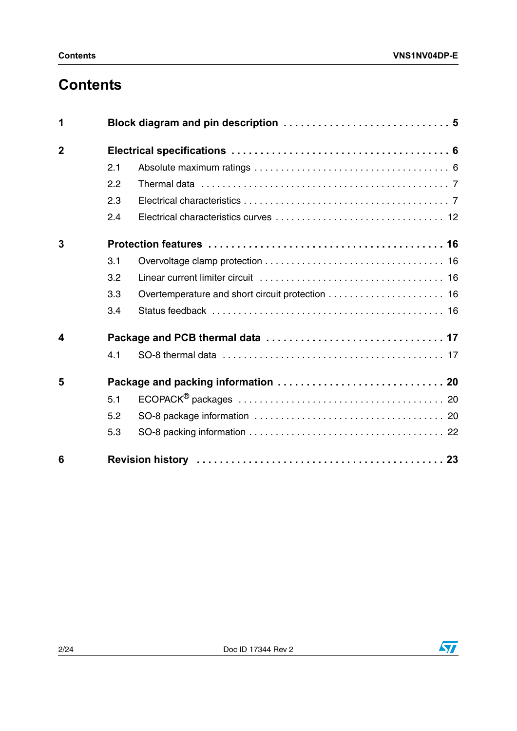# Contents

**1 Block diagram and pin description . . . . . . . . . . . . . . . . . . . . . . . . . . . . 5**

**2 Electrical specifications . . . . . . . . . . . . . . . . . . . . . . . . . . . . . . . . . . . . . 6**

- 2.1 Absolute maximum ratings . . . . . . . . . . . . . . . . . . . . . . . . . . . . . . . . . . 6
- 2.2 Thermal data . . . . . . . . . . . . . . . . . . . . . . . . . . . . . . . . . . . . . . . . . . . . 7
- 2.3 Electrical characteristics . . . . . . . . . . . . . . . . . . . . . . . . . . . . . . . . . . . . 7
- 2.4 Electrical characteristics curves . . . . . . . . . . . . . . . . . . . . . . . . . . . . . . 12

**3 Protection features . . . . . . . . . . . . . . . . . . . . . . . . . . . . . . . . . . . . . . . . 16**

- 3.1 Overvoltage clamp protection . . . . . . . . . . . . . . . . . . . . . . . . . . . . . . . 16
- 3.2 Linear current limiter circuit . . . . . . . . . . . . . . . . . . . . . . . . . . . . . . . . 16
- 3.3 Overtemperature and short circuit protection . . . . . . . . . . . . . . . . . . . . . 16
- 3.4 Status feedback . . . . . . . . . . . . . . . . . . . . . . . . . . . . . . . . . . . . . . . . . 16

**4 Package and PCB thermal data . . . . . . . . . . . . . . . . . . . . . . . . . . . . . . 17**

- 4.1 SO-8 thermal data . . . . . . . . . . . . . . . . . . . . . . . . . . . . . . . . . . . . . . . 17

**5 Package and packing information . . . . . . . . . . . . . . . . . . . . . . . . . . . . 20**

- 5.1 ECOPACK® packages . . . . . . . . . . . . . . . . . . . . . . . . . . . . . . . . . . . . 20
- 5.2 SO-8 package information . . . . . . . . . . . . . . . . . . . . . . . . . . . . . . . . . 20
- 5.3 SO-8 packing information . . . . . . . . . . . . . . . . . . . . . . . . . . . . . . . . . . 22

**6 Revision history . . . . . . . . . . . . . . . . . . . . . . . . . . . . . . . . . . . . . . . . . 23**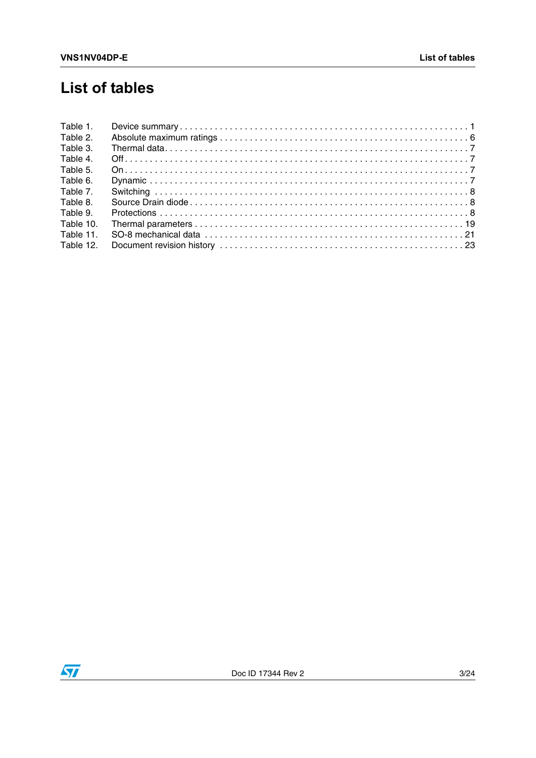# List of tables

Table 1. Device summary . . . . . . . . . . . . . . . . . . . . . . . . . . . . . . . . . . . . . . . . . . . . . . . . . . . . . . . . . . 1
Table 2. Absolute maximum ratings . . . . . . . . . . . . . . . . . . . . . . . . . . . . . . . . . . . . . . . . . . . . . . . . . 6
Table 3. Thermal data. . . . . . . . . . . . . . . . . . . . . . . . . . . . . . . . . . . . . . . . . . . . . . . . . . . . . . . . . . . . 7
Table 4. Off . . . . . . . . . . . . . . . . . . . . . . . . . . . . . . . . . . . . . . . . . . . . . . . . . . . . . . . . . . . . . . . . . . . 7
Table 5. On . . . . . . . . . . . . . . . . . . . . . . . . . . . . . . . . . . . . . . . . . . . . . . . . . . . . . . . . . . . . . . . . . . . 7
Table 6. Dynamic . . . . . . . . . . . . . . . . . . . . . . . . . . . . . . . . . . . . . . . . . . . . . . . . . . . . . . . . . . . . . . 7
Table 7. Switching . . . . . . . . . . . . . . . . . . . . . . . . . . . . . . . . . . . . . . . . . . . . . . . . . . . . . . . . . . . . . 8
Table 8. Source Drain diode . . . . . . . . . . . . . . . . . . . . . . . . . . . . . . . . . . . . . . . . . . . . . . . . . . . . . . 8
Table 9. Protections . . . . . . . . . . . . . . . . . . . . . . . . . . . . . . . . . . . . . . . . . . . . . . . . . . . . . . . . . . . . 8
Table 10. Thermal parameters . . . . . . . . . . . . . . . . . . . . . . . . . . . . . . . . . . . . . . . . . . . . . . . . . . . . 19
Table 11. SO-8 mechanical data . . . . . . . . . . . . . . . . . . . . . . . . . . . . . . . . . . . . . . . . . . . . . . . . . . 21
Table 12. Document revision history . . . . . . . . . . . . . . . . . . . . . . . . . . . . . . . . . . . . . . . . . . . . . . 23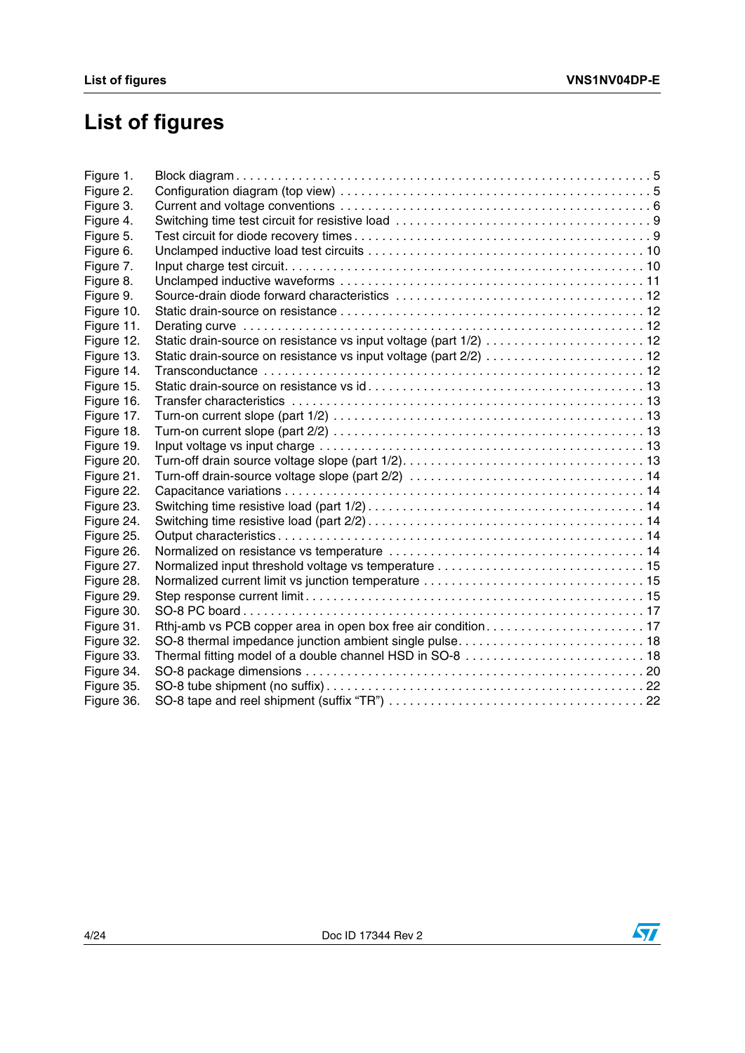# List of figures

Figure 1. Block diagram . . . . . . . . . . . . . . . . . . . . . . . . . . . . . . . . . . . . . . . . . . . . . . . . . . . . . . . . . . . . 5
Figure 2. Configuration diagram (top view) . . . . . . . . . . . . . . . . . . . . . . . . . . . . . . . . . . . . . . . . . . . . 5
Figure 3. Current and voltage conventions . . . . . . . . . . . . . . . . . . . . . . . . . . . . . . . . . . . . . . . . . . . . 6
Figure 4. Switching time test circuit for resistive load . . . . . . . . . . . . . . . . . . . . . . . . . . . . . . . . . . . 9
Figure 5. Test circuit for diode recovery times . . . . . . . . . . . . . . . . . . . . . . . . . . . . . . . . . . . . . . . . . 9
Figure 6. Unclamped inductive load test circuits . . . . . . . . . . . . . . . . . . . . . . . . . . . . . . . . . . . . . . 10
Figure 7. Input charge test circuit. . . . . . . . . . . . . . . . . . . . . . . . . . . . . . . . . . . . . . . . . . . . . . . . . . 10
Figure 8. Unclamped inductive waveforms . . . . . . . . . . . . . . . . . . . . . . . . . . . . . . . . . . . . . . . . . . . 11
Figure 9. Source-drain diode forward characteristics . . . . . . . . . . . . . . . . . . . . . . . . . . . . . . . . . . 12
Figure 10. Static drain-source on resistance . . . . . . . . . . . . . . . . . . . . . . . . . . . . . . . . . . . . . . . . . . 12
Figure 11. Derating curve . . . . . . . . . . . . . . . . . . . . . . . . . . . . . . . . . . . . . . . . . . . . . . . . . . . . . . . . 12
Figure 12. Static drain-source on resistance vs input voltage (part 1/2) . . . . . . . . . . . . . . . . . . . . . . . 12
Figure 13. Static drain-source on resistance vs input voltage (part 2/2) . . . . . . . . . . . . . . . . . . . . . . . 12
Figure 14. Transconductance . . . . . . . . . . . . . . . . . . . . . . . . . . . . . . . . . . . . . . . . . . . . . . . . . . . . . 12
Figure 15. Static drain-source on resistance vs id . . . . . . . . . . . . . . . . . . . . . . . . . . . . . . . . . . . . . . 13
Figure 16. Transfer characteristics . . . . . . . . . . . . . . . . . . . . . . . . . . . . . . . . . . . . . . . . . . . . . . . . . 13
Figure 17. Turn-on current slope (part 1/2) . . . . . . . . . . . . . . . . . . . . . . . . . . . . . . . . . . . . . . . . . . . 13
Figure 18. Turn-on current slope (part 2/2) . . . . . . . . . . . . . . . . . . . . . . . . . . . . . . . . . . . . . . . . . . . 13
Figure 19. Input voltage vs input charge . . . . . . . . . . . . . . . . . . . . . . . . . . . . . . . . . . . . . . . . . . . . . 13
Figure 20. Turn-off drain source voltage slope (part 1/2). . . . . . . . . . . . . . . . . . . . . . . . . . . . . . . . . . 13
Figure 21. Turn-off drain-source voltage slope (part 2/2) . . . . . . . . . . . . . . . . . . . . . . . . . . . . . . . . . 14
Figure 22. Capacitance variations . . . . . . . . . . . . . . . . . . . . . . . . . . . . . . . . . . . . . . . . . . . . . . . . . . 14
Figure 23. Switching time resistive load (part 1/2) . . . . . . . . . . . . . . . . . . . . . . . . . . . . . . . . . . . . . . 14
Figure 24. Switching time resistive load (part 2/2) . . . . . . . . . . . . . . . . . . . . . . . . . . . . . . . . . . . . . . 14
Figure 25. Output characteristics . . . . . . . . . . . . . . . . . . . . . . . . . . . . . . . . . . . . . . . . . . . . . . . . . . 14
Figure 26. Normalized on resistance vs temperature . . . . . . . . . . . . . . . . . . . . . . . . . . . . . . . . . . . 14
Figure 27. Normalized input threshold voltage vs temperature . . . . . . . . . . . . . . . . . . . . . . . . . . . . . 15
Figure 28. Normalized current limit vs junction temperature . . . . . . . . . . . . . . . . . . . . . . . . . . . . . . . 15
Figure 29. Step response current limit . . . . . . . . . . . . . . . . . . . . . . . . . . . . . . . . . . . . . . . . . . . . . . . 15
Figure 30. SO-8 PC board . . . . . . . . . . . . . . . . . . . . . . . . . . . . . . . . . . . . . . . . . . . . . . . . . . . . . . . . 17
Figure 31. Rthj-amb vs PCB copper area in open box free air condition . . . . . . . . . . . . . . . . . . . . . . . 17
Figure 32. SO-8 thermal impedance junction ambient single pulse . . . . . . . . . . . . . . . . . . . . . . . . . . 18
Figure 33. Thermal fitting model of a double channel HSD in SO-8 . . . . . . . . . . . . . . . . . . . . . . . . . 18
Figure 34. SO-8 package dimensions . . . . . . . . . . . . . . . . . . . . . . . . . . . . . . . . . . . . . . . . . . . . . . . 20
Figure 35. SO-8 tube shipment (no suffix) . . . . . . . . . . . . . . . . . . . . . . . . . . . . . . . . . . . . . . . . . . . . 22
Figure 36. SO-8 tape and reel shipment (suffix “TR”) . . . . . . . . . . . . . . . . . . . . . . . . . . . . . . . . . . . 22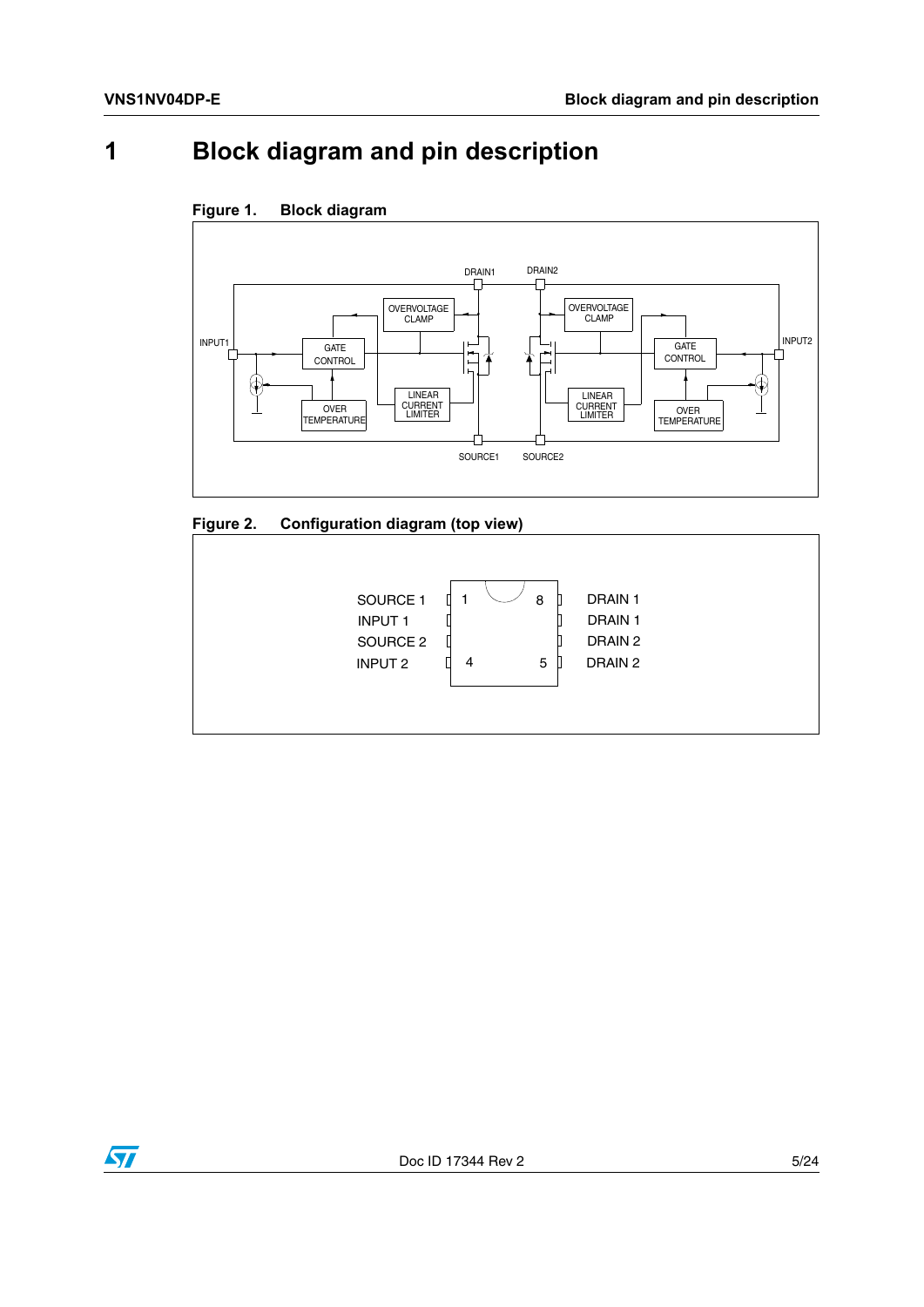# 1 Block diagram and pin description

**Figure 1. Block diagram**

DRAIN1 DRAIN2

OVERVOLTAGE CLAMP

OVERVOLTAGE CLAMP

INPUT1

GATE CONTROL

GATE CONTROL

INPUT2

LINEAR CURRENT LIMITER

LINEAR CURRENT LIMITER

OVER TEMPERATURE

OVER TEMPERATURE

SOURCE1 SOURCE2

**Figure 2. Configuration diagram (top view)**

| Pin name | Pin | Pin | Pin name |
|---|---|---|---|
| SOURCE 1 | 1 | 8 | DRAIN 1 |
| INPUT 1 | | | DRAIN 1 |
| SOURCE 2 | | | DRAIN 2 |
| INPUT 2 | 4 | 5 | DRAIN 2 |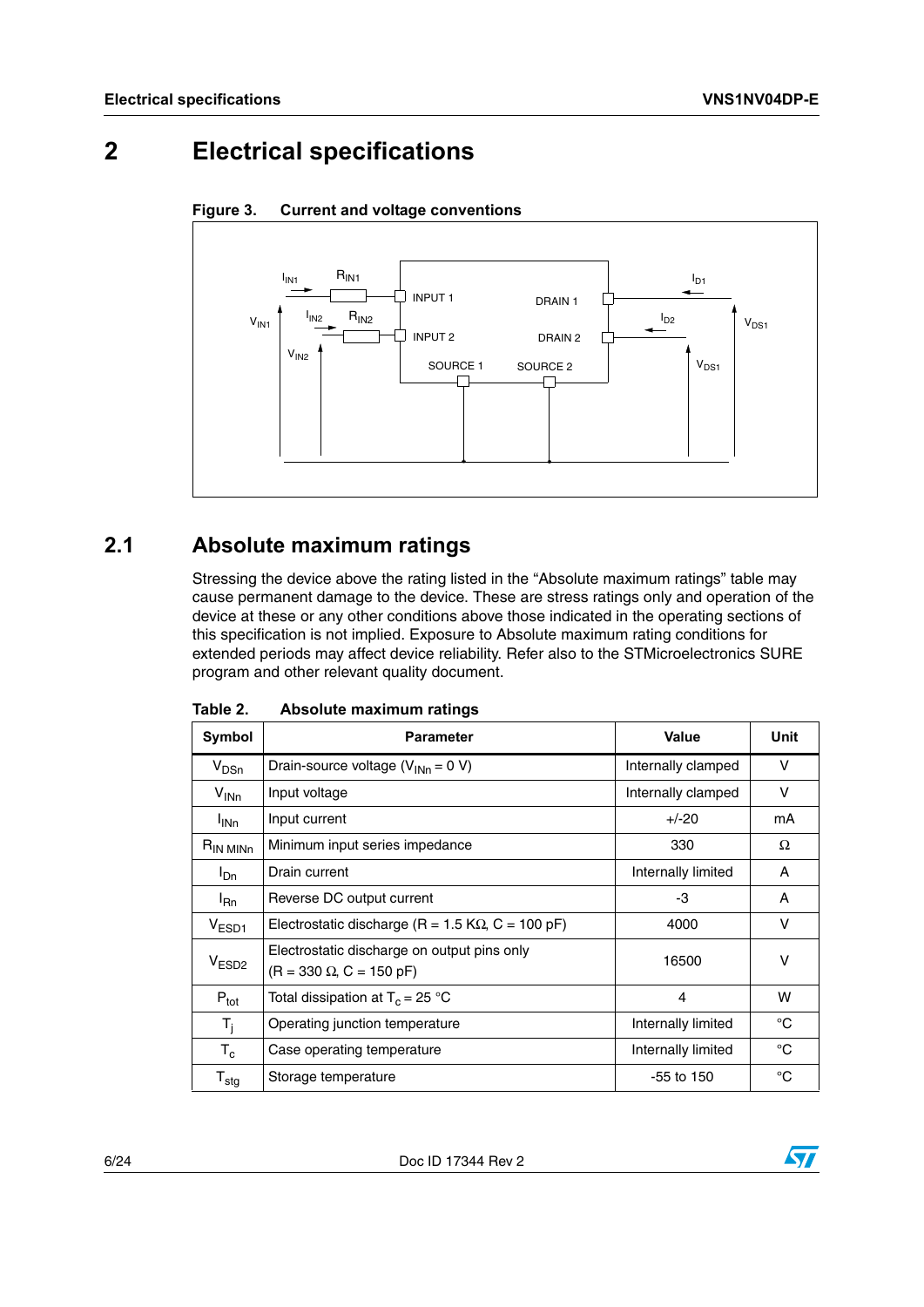# 2 Electrical specifications

**Figure 3. Current and voltage conventions**

## 2.1 Absolute maximum ratings

Stressing the device above the rating listed in the "Absolute maximum ratings" table may cause permanent damage to the device. These are stress ratings only and operation of the device at these or any other conditions above those indicated in the operating sections of this specification is not implied. Exposure to Absolute maximum rating conditions for extended periods may affect device reliability. Refer also to the STMicroelectronics SURE program and other relevant quality document.

**Table 2. Absolute maximum ratings**

| Symbol | Parameter | Value | Unit |
|---|---|---|---|
| $V_{DSn}$ | Drain-source voltage ($V_{INn}$ = 0 V) | Internally clamped | V |
| $V_{INn}$ | Input voltage | Internally clamped | V |
| $I_{INn}$ | Input current | +/-20 | mA |
| $R_{IN\ MINn}$ | Minimum input series impedance | 330 | Ω |
| $I_{Dn}$ | Drain current | Internally limited | A |
| $I_{Rn}$ | Reverse DC output current | -3 | A |
| $V_{ESD1}$ | Electrostatic discharge (R = 1.5 KΩ, C = 100 pF) | 4000 | V |
| $V_{ESD2}$ | Electrostatic discharge on output pins only (R = 330 Ω, C = 150 pF) | 16500 | V |
| $P_{tot}$ | Total dissipation at $T_c$ = 25 °C | 4 | W |
| $T_j$ | Operating junction temperature | Internally limited | °C |
| $T_c$ | Case operating temperature | Internally limited | °C |
| $T_{stg}$ | Storage temperature | -55 to 150 | °C |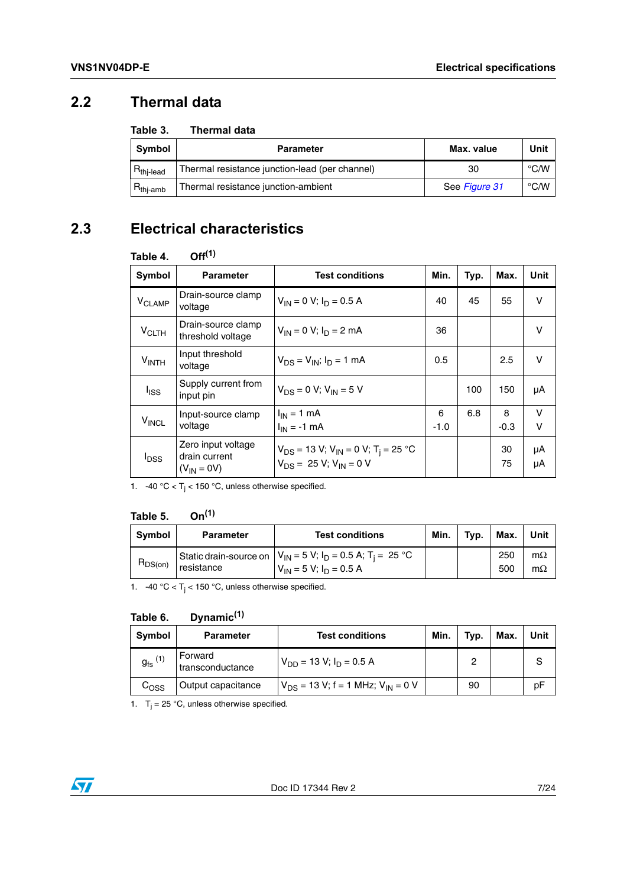## 2.2 Thermal data

**Table 3. Thermal data**

| Symbol | Parameter | Max. value | Unit |
|---|---|---|---|
| $R_{thj-lead}$ | Thermal resistance junction-lead (per channel) | 30 | °C/W |
| $R_{thj-amb}$ | Thermal resistance junction-ambient | See *Figure 31* | °C/W |

## 2.3 Electrical characteristics

**Table 4. Off[1]**

| Symbol | Parameter | Test conditions | Min. | Typ. | Max. | Unit |
|---|---|---|---|---|---|---|
| $V_{CLAMP}$ | Drain-source clamp voltage | $V_{IN} = 0$ V; $I_D = 0.5$ A | 40 | 45 | 55 | V |
| $V_{CLTH}$ | Drain-source clamp threshold voltage | $V_{IN} = 0$ V; $I_D = 2$ mA | 36 | | | V |
| $V_{INTH}$ | Input threshold voltage | $V_{DS} = V_{IN}$; $I_D = 1$ mA | 0.5 | | 2.5 | V |
| $I_{ISS}$ | Supply current from input pin | $V_{DS} = 0$ V; $V_{IN} = 5$ V | | 100 | 150 | µA |
| $V_{INCL}$ | Input-source clamp voltage | $I_{IN} = 1$ mA<br>$I_{IN} = -1$ mA | 6<br>-1.0 | 6.8 | 8<br>-0.3 | V<br>V |
| $I_{DSS}$ | Zero input voltage drain current ($V_{IN} = 0V$) | $V_{DS} = 13$ V; $V_{IN} = 0$ V; $T_j = 25$ °C<br>$V_{DS} = 25$ V; $V_{IN} = 0$ V | | | 30<br>75 | µA<br>µA |

1. -40 °C < $T_j$ < 150 °C, unless otherwise specified.

**Table 5. On[1]**

| Symbol | Parameter | Test conditions | Min. | Typ. | Max. | Unit |
|---|---|---|---|---|---|---|
| $R_{DS(on)}$ | Static drain-source on resistance | $V_{IN} = 5$ V; $I_D = 0.5$ A; $T_j = 25$ °C<br>$V_{IN} = 5$ V; $I_D = 0.5$ A | | | 250<br>500 | mΩ<br>mΩ |

1. -40 °C < $T_j$ < 150 °C, unless otherwise specified.

**Table 6. Dynamic[1]**

| Symbol | Parameter | Test conditions | Min. | Typ. | Max. | Unit |
|---|---|---|---|---|---|---|
| $g_{fs}$ [1] | Forward transconductance | $V_{DD} = 13$ V; $I_D = 0.5$ A | | 2 | | S |
| $C_{OSS}$ | Output capacitance | $V_{DS} = 13$ V; f = 1 MHz; $V_{IN} = 0$ V | | 90 | | pF |

1. $T_j = 25$ °C, unless otherwise specified.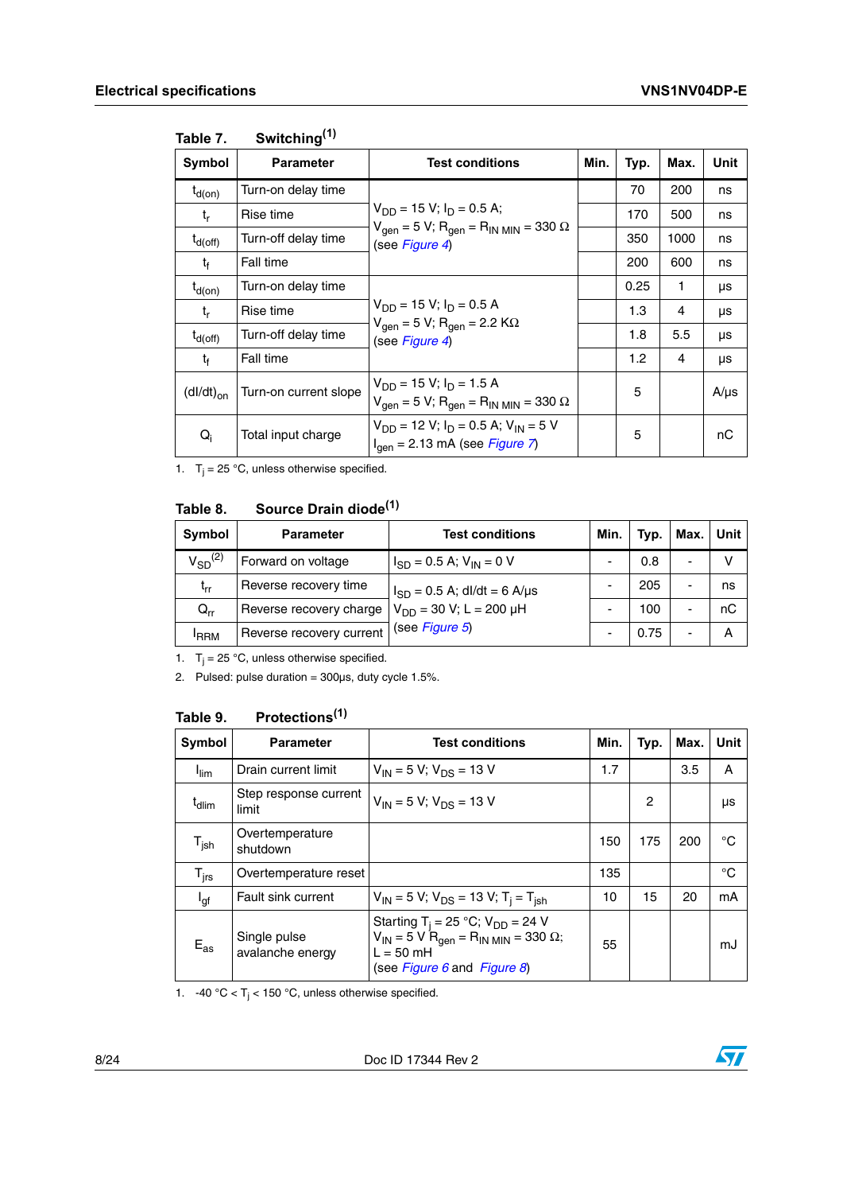**Table 7. Switching[1]**

| Symbol | Parameter | Test conditions | Min. | Typ. | Max. | Unit |
|---|---|---|---|---|---|---|
| $t_{d(on)}$ | Turn-on delay time | $V_{DD}$ = 15 V; $I_D$ = 0.5 A; $V_{gen}$ = 5 V; $R_{gen}$ = $R_{IN\ MIN}$ = 330 Ω (see *Figure 4*) | | 70 | 200 | ns |
| $t_r$ | Rise time | | | 170 | 500 | ns |
| $t_{d(off)}$ | Turn-off delay time | | | 350 | 1000 | ns |
| $t_f$ | Fall time | | | 200 | 600 | ns |
| $t_{d(on)}$ | Turn-on delay time | $V_{DD}$ = 15 V; $I_D$ = 0.5 A $V_{gen}$ = 5 V; $R_{gen}$ = 2.2 KΩ (see *Figure 4*) | | 0.25 | 1 | µs |
| $t_r$ | Rise time | | | 1.3 | 4 | µs |
| $t_{d(off)}$ | Turn-off delay time | | | 1.8 | 5.5 | µs |
| $t_f$ | Fall time | | | 1.2 | 4 | µs |
| $(dI/dt)_{on}$ | Turn-on current slope | $V_{DD}$ = 15 V; $I_D$ = 1.5 A $V_{gen}$ = 5 V; $R_{gen}$ = $R_{IN\ MIN}$ = 330 Ω | | 5 | | A/µs |
| $Q_i$ | Total input charge | $V_{DD}$ = 12 V; $I_D$ = 0.5 A; $V_{IN}$ = 5 V $I_{gen}$ = 2.13 mA (see *Figure 7*) | | 5 | | nC |

1. $T_j$ = 25 °C, unless otherwise specified.

**Table 8. Source Drain diode[1]**

| Symbol | Parameter | Test conditions | Min. | Typ. | Max. | Unit |
|---|---|---|---|---|---|---|
| $V_{SD}$[2] | Forward on voltage | $I_{SD}$ = 0.5 A; $V_{IN}$ = 0 V | - | 0.8 | - | V |
| $t_{rr}$ | Reverse recovery time | $I_{SD}$ = 0.5 A; dI/dt = 6 A/µs $V_{DD}$ = 30 V; L = 200 µH (see *Figure 5*) | - | 205 | - | ns |
| $Q_{rr}$ | Reverse recovery charge | | - | 100 | - | nC |
| $I_{RRM}$ | Reverse recovery current | | - | 0.75 | - | A |

1. $T_j$ = 25 °C, unless otherwise specified.
2. Pulsed: pulse duration = 300µs, duty cycle 1.5%.

**Table 9. Protections[1]**

| Symbol | Parameter | Test conditions | Min. | Typ. | Max. | Unit |
|---|---|---|---|---|---|---|
| $I_{lim}$ | Drain current limit | $V_{IN}$ = 5 V; $V_{DS}$ = 13 V | 1.7 | | 3.5 | A |
| $t_{dlim}$ | Step response current limit | $V_{IN}$ = 5 V; $V_{DS}$ = 13 V | | 2 | | µs |
| $T_{jsh}$ | Overtemperature shutdown | | 150 | 175 | 200 | °C |
| $T_{jrs}$ | Overtemperature reset | | 135 | | | °C |
| $I_{gf}$ | Fault sink current | $V_{IN}$ = 5 V; $V_{DS}$ = 13 V; $T_j$ = $T_{jsh}$ | 10 | 15 | 20 | mA |
| $E_{as}$ | Single pulse avalanche energy | Starting $T_j$ = 25 °C; $V_{DD}$ = 24 V $V_{IN}$ = 5 V $R_{gen}$ = $R_{IN\ MIN}$ = 330 Ω; L = 50 mH (see *Figure 6* and *Figure 8*) | 55 | | | mJ |

1. -40 °C < $T_j$ < 150 °C, unless otherwise specified.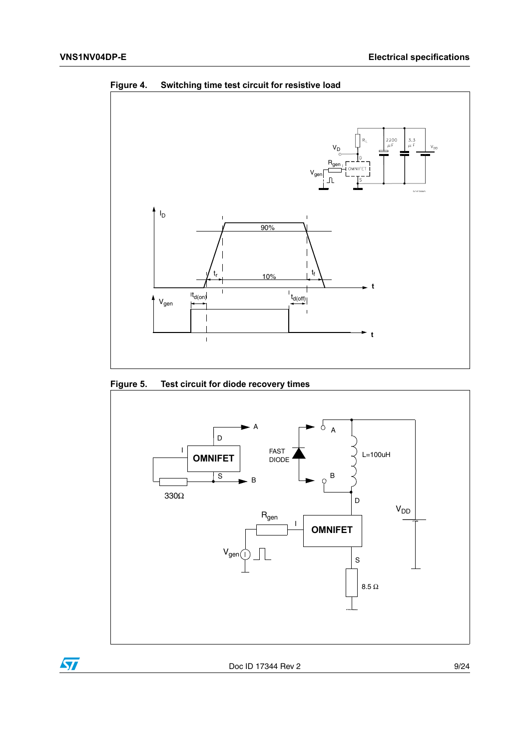**Figure 4. Switching time test circuit for resistive load**

**Figure 5. Test circuit for diode recovery times**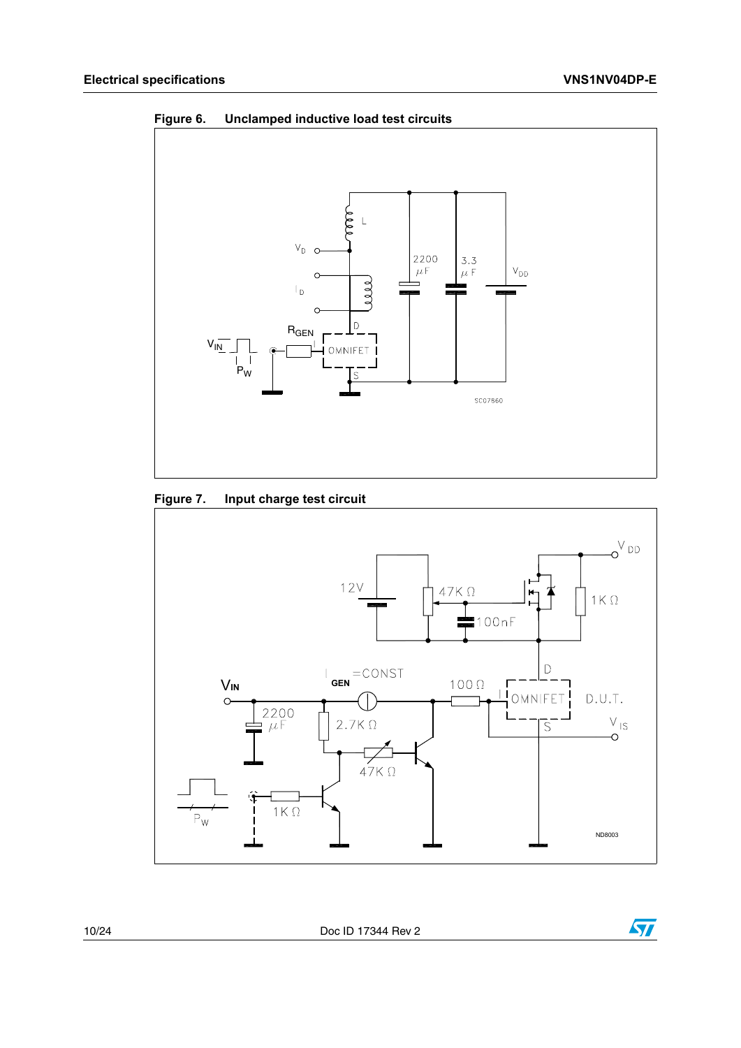**Figure 6. Unclamped inductive load test circuits**

**Figure 7. Input charge test circuit**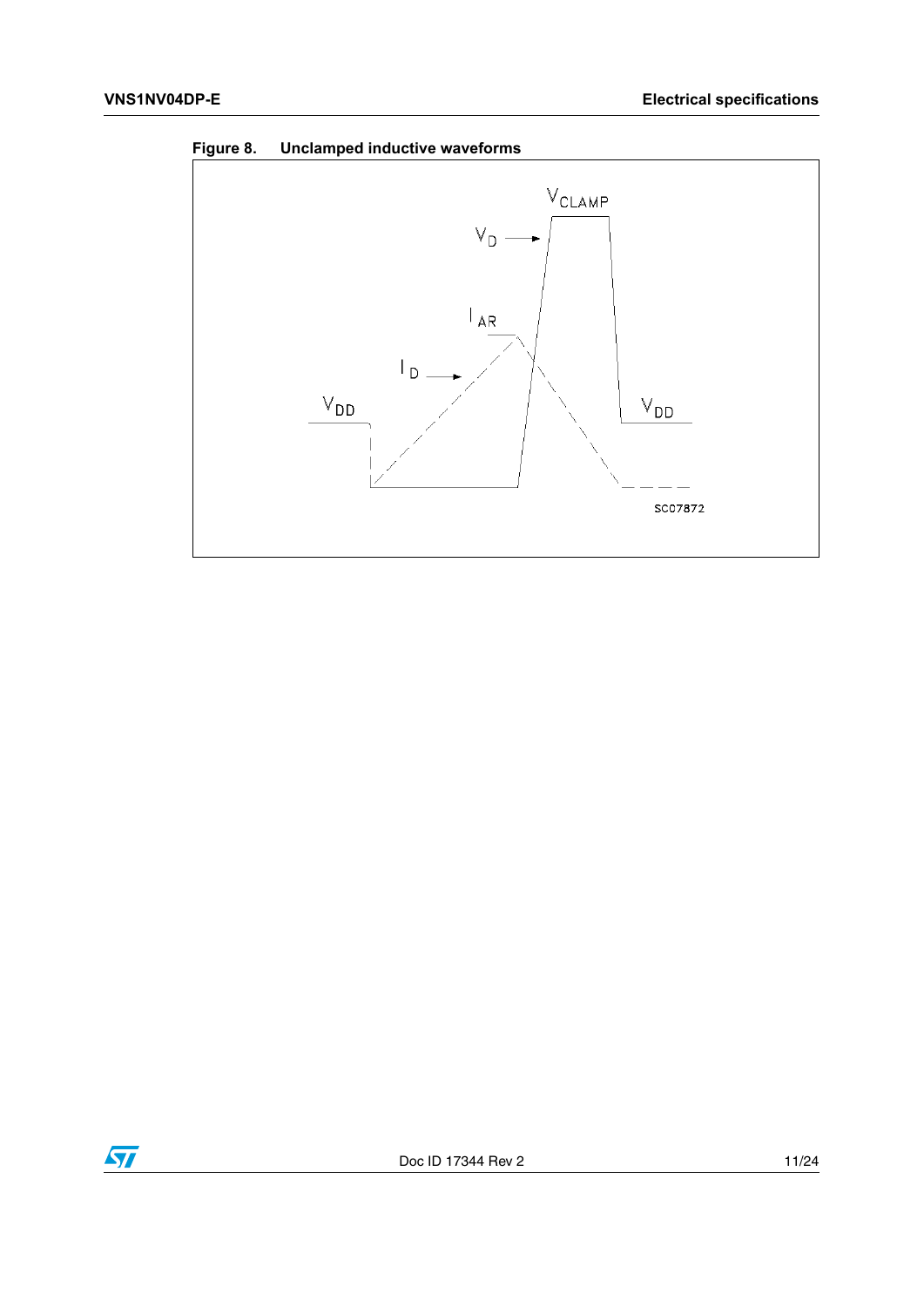Figure 8. Unclamped inductive waveforms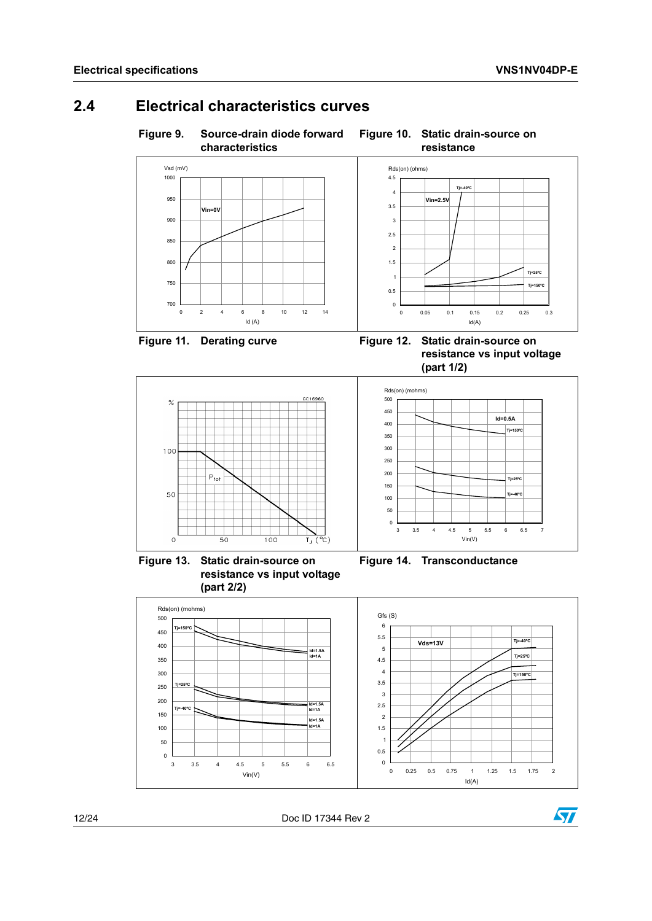## 2.4 Electrical characteristics curves

**Figure 9. Source-drain diode forward characteristics**

**Figure 10. Static drain-source on resistance**

**Figure 11. Derating curve**

**Figure 12. Static drain-source on resistance vs input voltage (part 1/2)**

**Figure 13. Static drain-source on resistance vs input voltage (part 2/2)**

**Figure 14. Transconductance**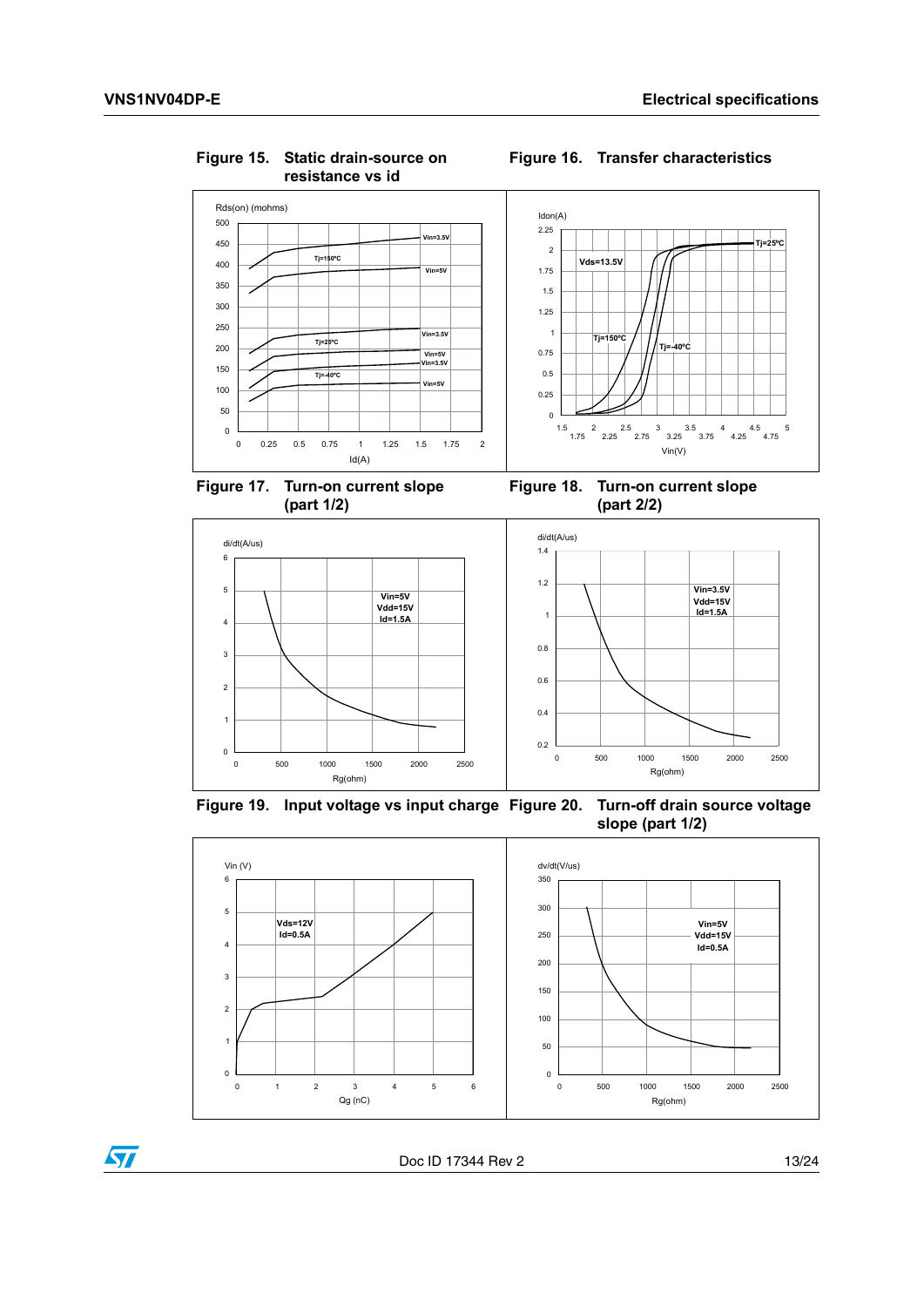**Figure 15. Static drain-source on resistance vs id**

**Figure 16. Transfer characteristics**

**Figure 17. Turn-on current slope (part 1/2)**

**Figure 18. Turn-on current slope (part 2/2)**

**Figure 19. Input voltage vs input charge**

**Figure 20. Turn-off drain source voltage slope (part 1/2)**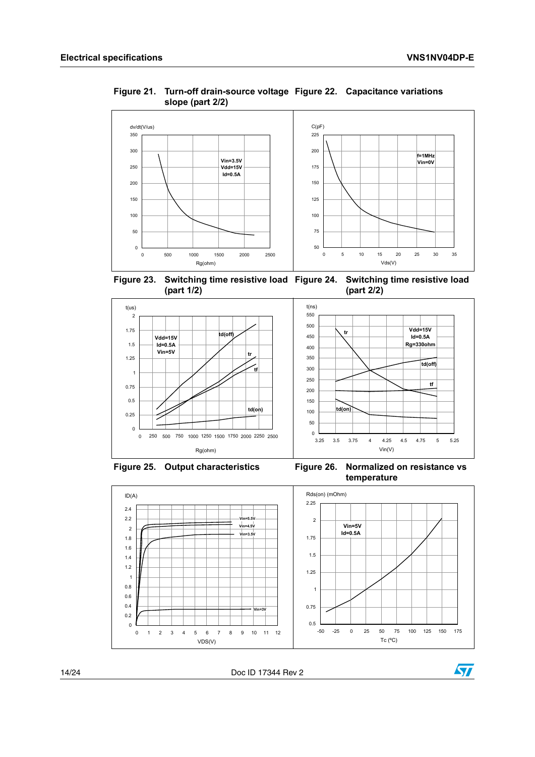Figure 21. Turn-off drain-source voltage slope (part 2/2)

Figure 22. Capacitance variations

Figure 23. Switching time resistive load (part 1/2)

Figure 24. Switching time resistive load (part 2/2)

Figure 25. Output characteristics

Figure 26. Normalized on resistance vs temperature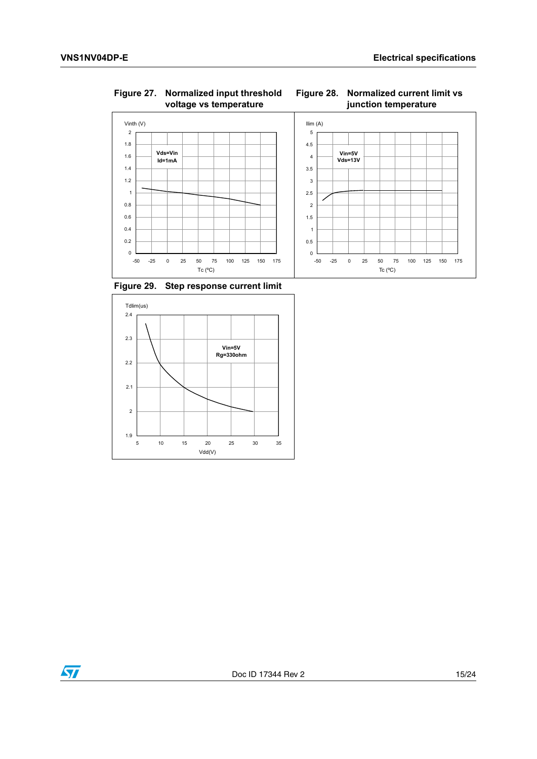**Figure 27. Normalized input threshold voltage vs temperature**

Vinth (V)

Vds=Vin
Id=1mA

Tc (ºC)

**Figure 28. Normalized current limit vs junction temperature**

Ilim (A)

Vin=5V
Vds=13V

Tc (ºC)

**Figure 29. Step response current limit**

Tdlim(us)

Vin=5V
Rg=330ohm

Vdd(V)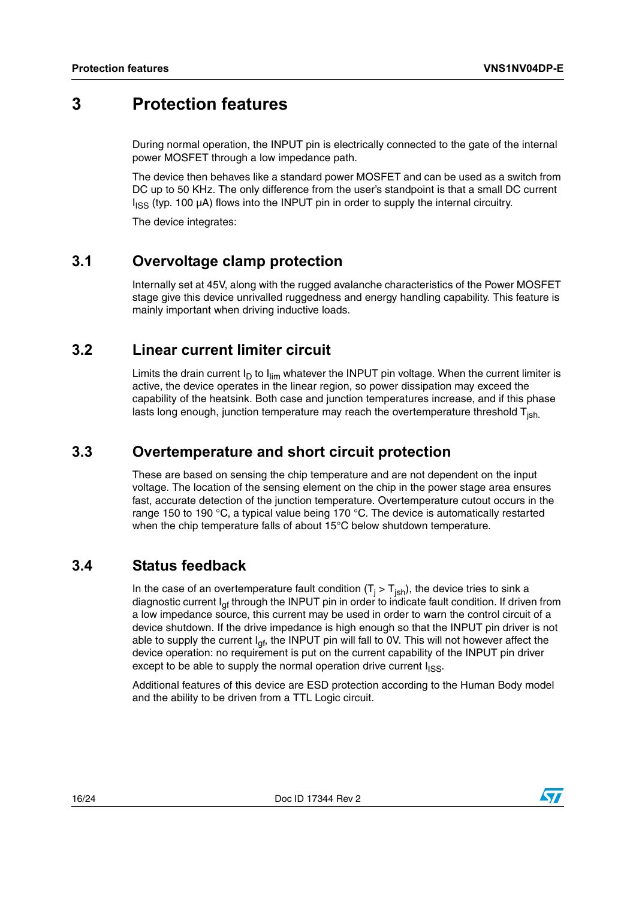# 3 Protection features

During normal operation, the INPUT pin is electrically connected to the gate of the internal power MOSFET through a low impedance path.

The device then behaves like a standard power MOSFET and can be used as a switch from DC up to 50 KHz. The only difference from the user's standpoint is that a small DC current $I_{ISS}$ (typ. 100 µA) flows into the INPUT pin in order to supply the internal circuitry.

The device integrates:

## 3.1 Overvoltage clamp protection

Internally set at 45V, along with the rugged avalanche characteristics of the Power MOSFET stage give this device unrivalled ruggedness and energy handling capability. This feature is mainly important when driving inductive loads.

## 3.2 Linear current limiter circuit

Limits the drain current $I_D$ to $I_{lim}$ whatever the INPUT pin voltage. When the current limiter is active, the device operates in the linear region, so power dissipation may exceed the capability of the heatsink. Both case and junction temperatures increase, and if this phase lasts long enough, junction temperature may reach the overtemperature threshold $T_{jsh.}$

## 3.3 Overtemperature and short circuit protection

These are based on sensing the chip temperature and are not dependent on the input voltage. The location of the sensing element on the chip in the power stage area ensures fast, accurate detection of the junction temperature. Overtemperature cutout occurs in the range 150 to 190 °C, a typical value being 170 °C. The device is automatically restarted when the chip temperature falls of about 15°C below shutdown temperature.

## 3.4 Status feedback

In the case of an overtemperature fault condition ($T_j > T_{jsh}$), the device tries to sink a diagnostic current $I_{gf}$ through the INPUT pin in order to indicate fault condition. If driven from a low impedance source, this current may be used in order to warn the control circuit of a device shutdown. If the drive impedance is high enough so that the INPUT pin driver is not able to supply the current $I_{gf}$, the INPUT pin will fall to 0V. This will not however affect the device operation: no requirement is put on the current capability of the INPUT pin driver except to be able to supply the normal operation drive current $I_{ISS}$.

Additional features of this device are ESD protection according to the Human Body model and the ability to be driven from a TTL Logic circuit.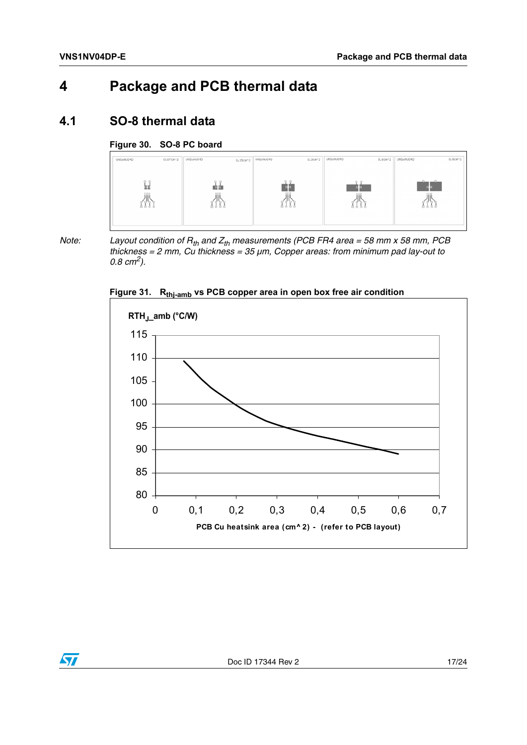# 4 Package and PCB thermal data

## 4.1 SO-8 thermal data

**Figure 30. SO-8 PC board**

*Note:* *Layout condition of $R_{th}$ and $Z_{th}$ measurements (PCB FR4 area = 58 mm x 58 mm, PCB thickness = 2 mm, Cu thickness = 35 µm, Copper areas: from minimum pad lay-out to 0.8 $cm^2$).*

**Figure 31. $R_{thj\text{-}amb}$ vs PCB copper area in open box free air condition**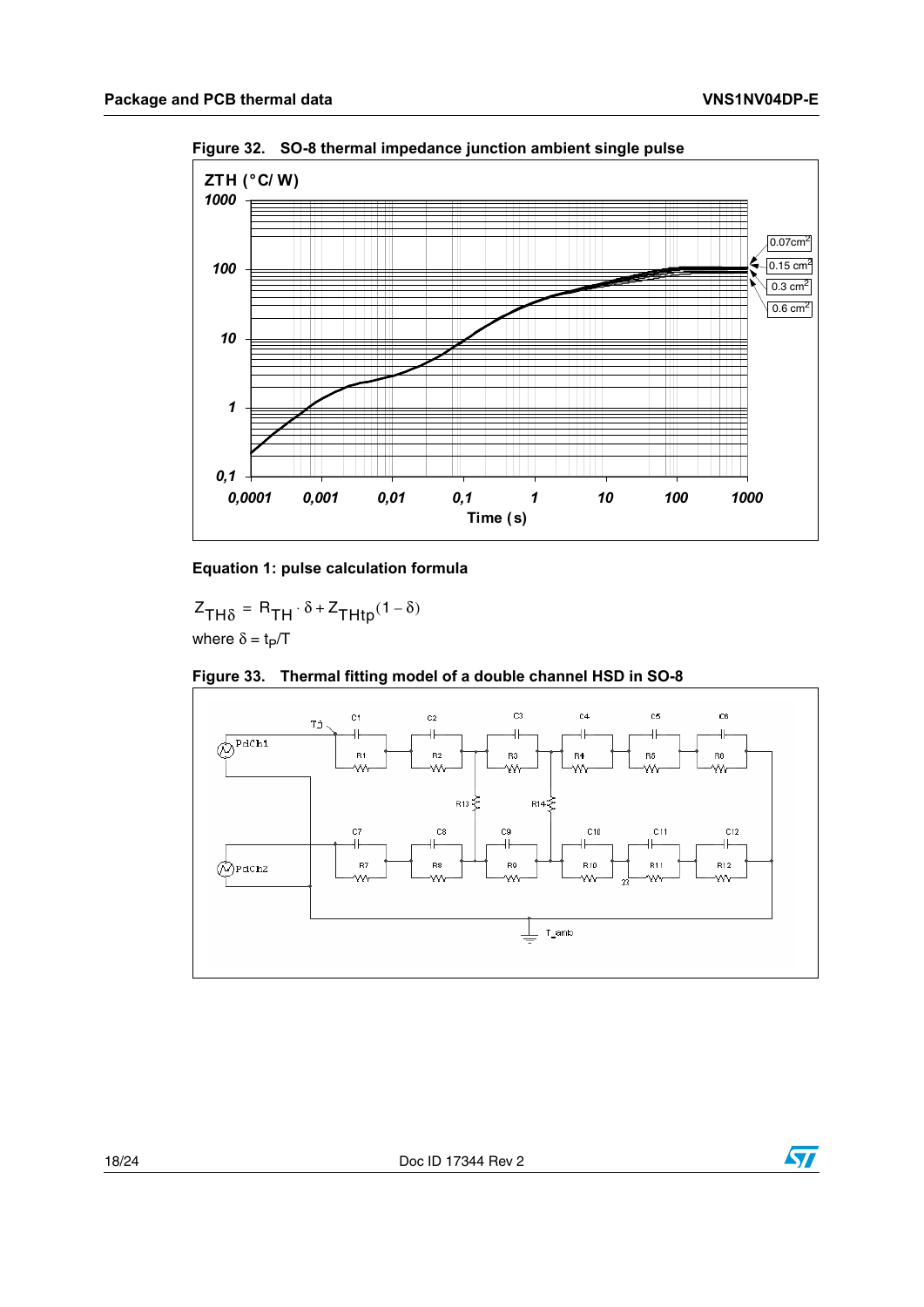**Figure 32. SO-8 thermal impedance junction ambient single pulse**

**Equation 1: pulse calculation formula**

$$Z_{TH\delta} = R_{TH} \cdot \delta + Z_{THtp}(1 - \delta)$$

where $\delta = t_P/T$

**Figure 33. Thermal fitting model of a double channel HSD in SO-8**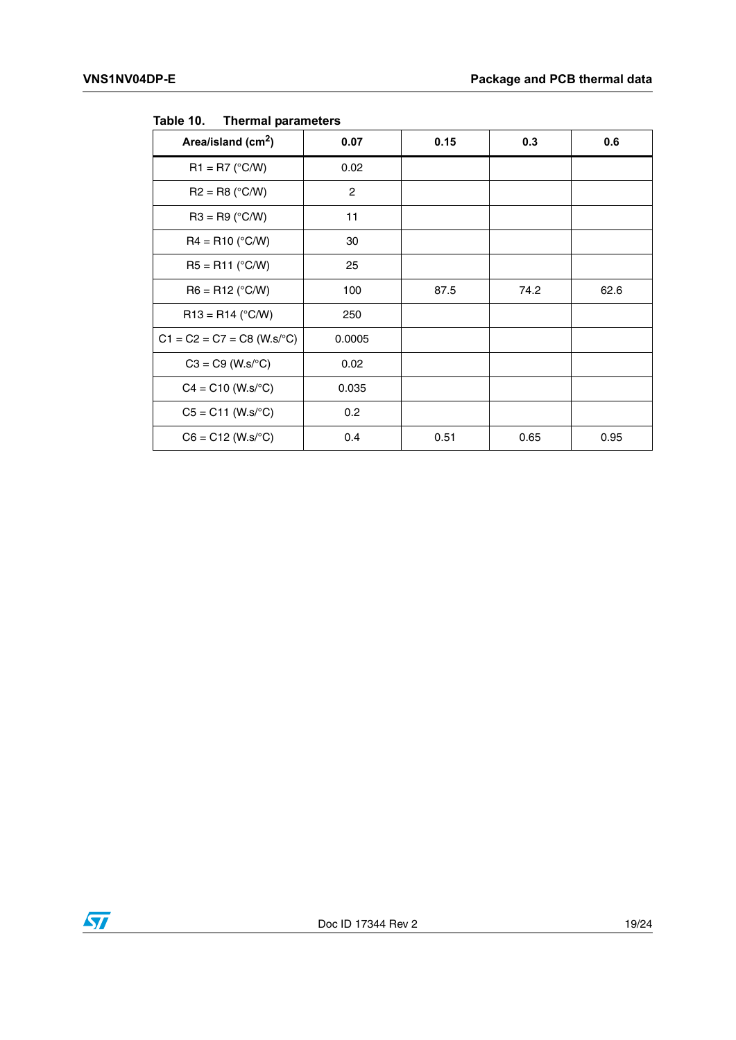Table 10. Thermal parameters

| Area/island ($cm^2$) | 0.07 | 0.15 | 0.3 | 0.6 |
|---|---|---|---|---|
| R1 = R7 (°C/W) | 0.02 | | | |
| R2 = R8 (°C/W) | 2 | | | |
| R3 = R9 (°C/W) | 11 | | | |
| R4 = R10 (°C/W) | 30 | | | |
| R5 = R11 (°C/W) | 25 | | | |
| R6 = R12 (°C/W) | 100 | 87.5 | 74.2 | 62.6 |
| R13 = R14 (°C/W) | 250 | | | |
| C1 = C2 = C7 = C8 (W.s/°C) | 0.0005 | | | |
| C3 = C9 (W.s/°C) | 0.02 | | | |
| C4 = C10 (W.s/°C) | 0.035 | | | |
| C5 = C11 (W.s/°C) | 0.2 | | | |
| C6 = C12 (W.s/°C) | 0.4 | 0.51 | 0.65 | 0.95 |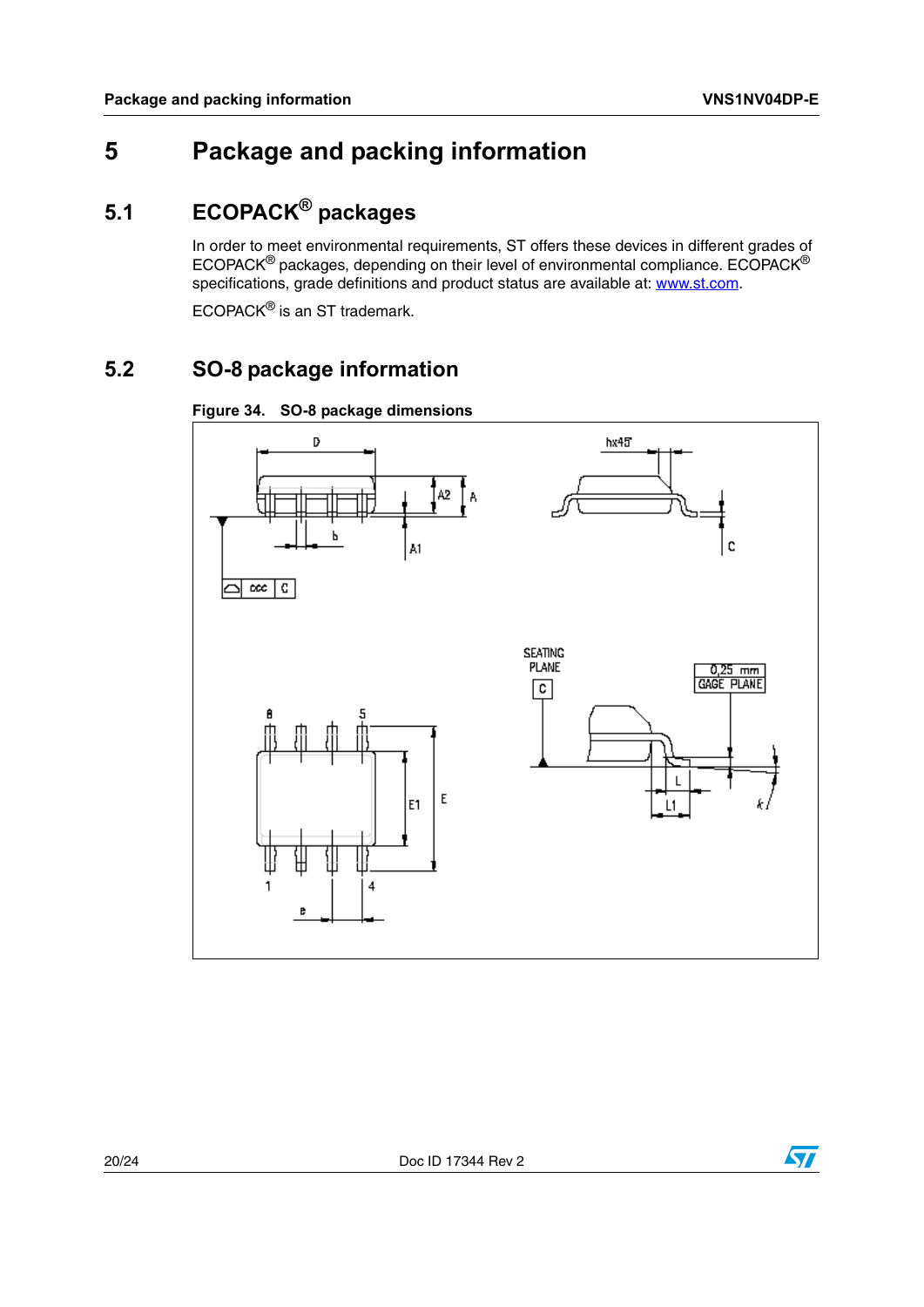# 5 Package and packing information

## 5.1 ECOPACK® packages

In order to meet environmental requirements, ST offers these devices in different grades of ECOPACK® packages, depending on their level of environmental compliance. ECOPACK® specifications, grade definitions and product status are available at: www.st.com.

ECOPACK® is an ST trademark.

## 5.2 SO-8 package information

**Figure 34. SO-8 package dimensions**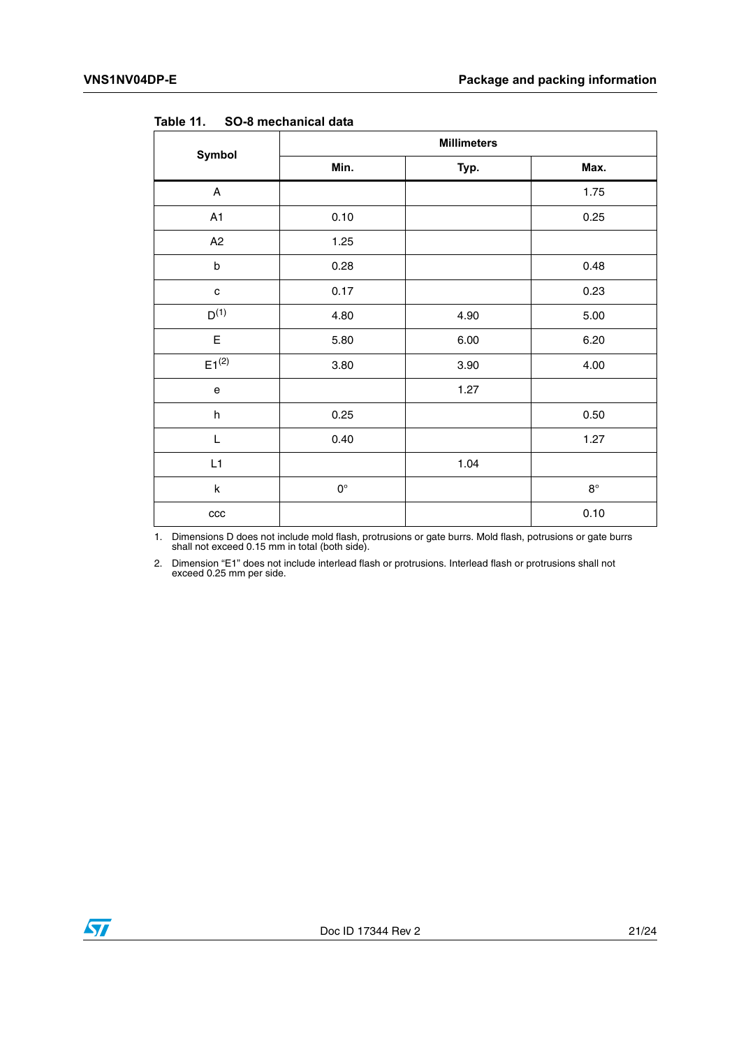Table 11. SO-8 mechanical data

| Symbol | Millimeters | | |
|---|---|---|---|
| | Min. | Typ. | Max. |
| A | | | 1.75 |
| A1 | 0.10 | | 0.25 |
| A2 | 1.25 | | |
| b | 0.28 | | 0.48 |
| c | 0.17 | | 0.23 |
| D[(1)] | 4.80 | 4.90 | 5.00 |
| E | 5.80 | 6.00 | 6.20 |
| E1[(2)] | 3.80 | 3.90 | 4.00 |
| e | | 1.27 | |
| h | 0.25 | | 0.50 |
| L | 0.40 | | 1.27 |
| L1 | | 1.04 | |
| k | 0° | | 8° |
| ccc | | | 0.10 |

1. Dimensions D does not include mold flash, protrusions or gate burrs. Mold flash, potrusions or gate burrs shall not exceed 0.15 mm in total (both side).
2. Dimension “E1” does not include interlead flash or protrusions. Interlead flash or protrusions shall not exceed 0.25 mm per side.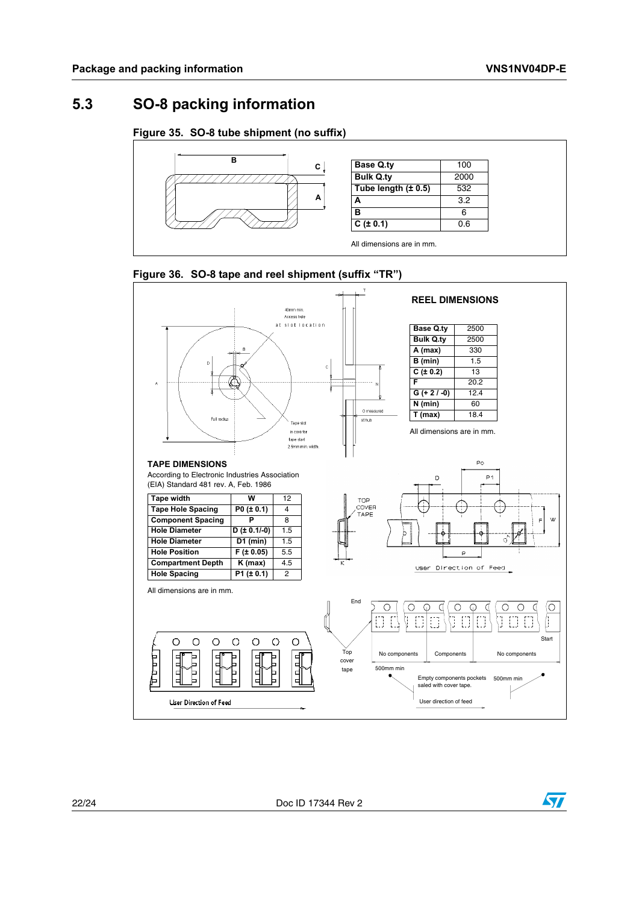## 5.3 SO-8 packing information

**Figure 35. SO-8 tube shipment (no suffix)**

| | |
|---|---|
| **Base Q.ty** | 100 |
| **Bulk Q.ty** | 2000 |
| **Tube length (± 0.5)** | 532 |
| **A** | 3.2 |
| **B** | 6 |
| **C (± 0.1)** | 0.6 |

All dimensions are in mm.

**Figure 36. SO-8 tape and reel shipment (suffix "TR")**

**REEL DIMENSIONS**

| | |
|---|---|
| **Base Q.ty** | 2500 |
| **Bulk Q.ty** | 2500 |
| **A (max)** | 330 |
| **B (min)** | 1.5 |
| **C (± 0.2)** | 13 |
| **F** | 20.2 |
| **G (+ 2 / -0)** | 12.4 |
| **N (min)** | 60 |
| **T (max)** | 18.4 |

All dimensions are in mm.

**TAPE DIMENSIONS**

According to Electronic Industries Association (EIA) Standard 481 rev. A, Feb. 1986

| **Tape width** | **W** | 12 |
|---|---|---|
| **Tape Hole Spacing** | **P0 (± 0.1)** | 4 |
| **Component Spacing** | **P** | 8 |
| **Hole Diameter** | **D (± 0.1/-0)** | 1.5 |
| **Hole Diameter** | **D1 (min)** | 1.5 |
| **Hole Position** | **F (± 0.05)** | 5.5 |
| **Compartment Depth** | **K (max)** | 4.5 |
| **Hole Spacing** | **P1 (± 0.1)** | 2 |

All dimensions are in mm.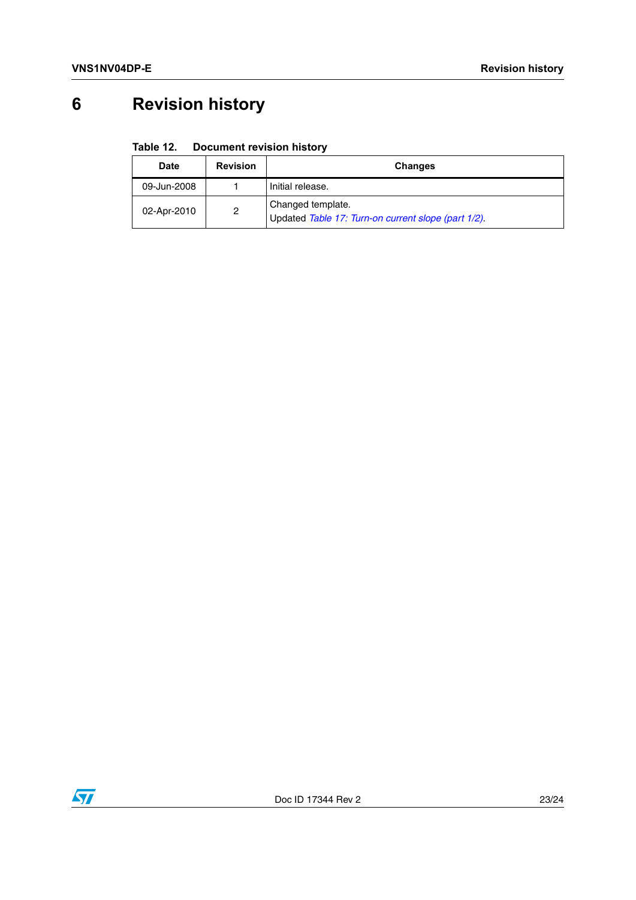# 6 Revision history

**Table 12. Document revision history**

| Date | Revision | Changes |
|---|---|---|
| 09-Jun-2008 | 1 | Initial release. |
| 02-Apr-2010 | 2 | Changed template.<br>Updated *Table 17: Turn-on current slope (part 1/2)*. |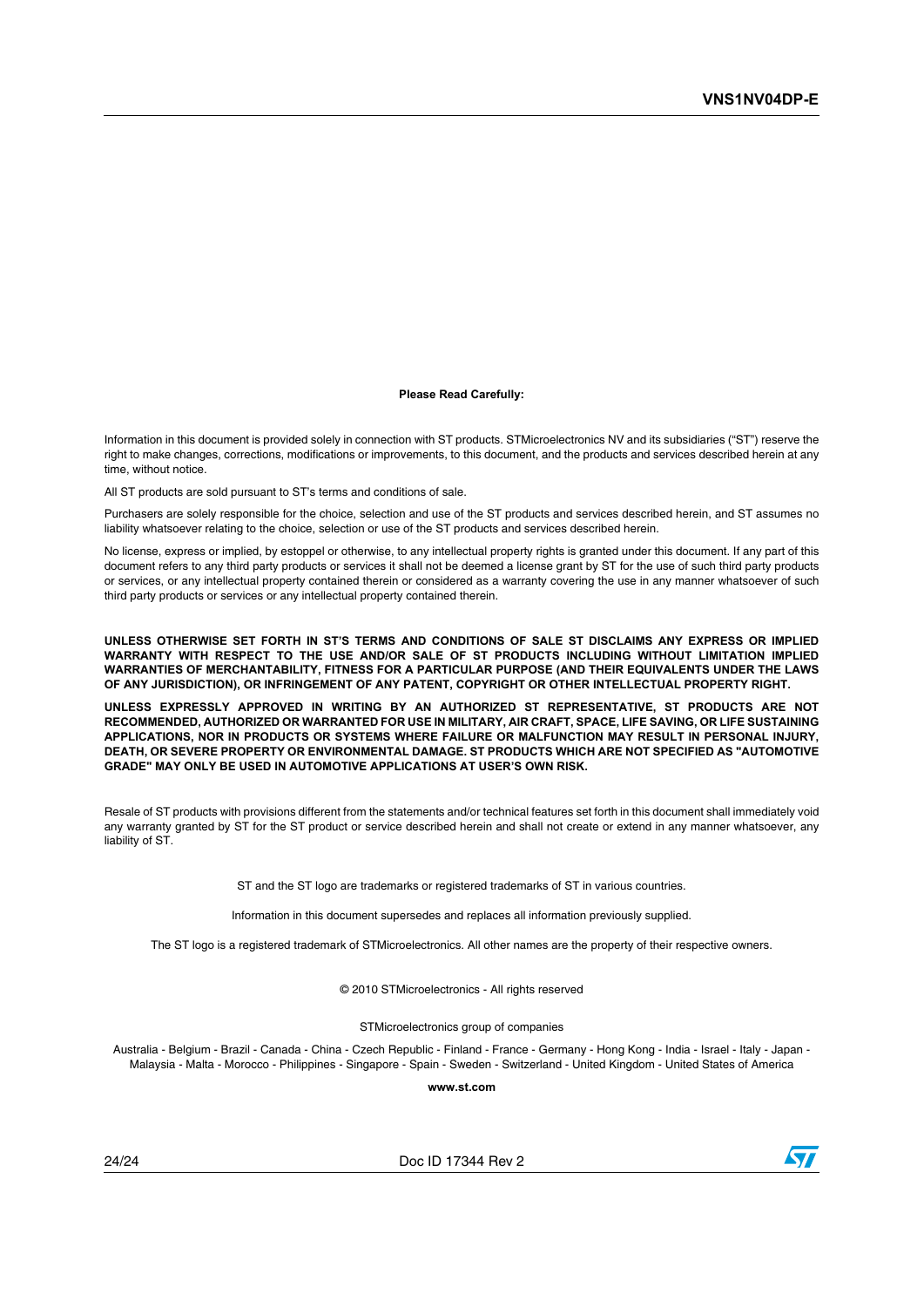**Please Read Carefully:**

Information in this document is provided solely in connection with ST products. STMicroelectronics NV and its subsidiaries (“ST”) reserve the right to make changes, corrections, modifications or improvements, to this document, and the products and services described herein at any time, without notice.

All ST products are sold pursuant to ST’s terms and conditions of sale.

Purchasers are solely responsible for the choice, selection and use of the ST products and services described herein, and ST assumes no liability whatsoever relating to the choice, selection or use of the ST products and services described herein.

No license, express or implied, by estoppel or otherwise, to any intellectual property rights is granted under this document. If any part of this document refers to any third party products or services it shall not be deemed a license grant by ST for the use of such third party products or services, or any intellectual property contained therein or considered as a warranty covering the use in any manner whatsoever of such third party products or services or any intellectual property contained therein.

**UNLESS OTHERWISE SET FORTH IN ST’S TERMS AND CONDITIONS OF SALE ST DISCLAIMS ANY EXPRESS OR IMPLIED WARRANTY WITH RESPECT TO THE USE AND/OR SALE OF ST PRODUCTS INCLUDING WITHOUT LIMITATION IMPLIED WARRANTIES OF MERCHANTABILITY, FITNESS FOR A PARTICULAR PURPOSE (AND THEIR EQUIVALENTS UNDER THE LAWS OF ANY JURISDICTION), OR INFRINGEMENT OF ANY PATENT, COPYRIGHT OR OTHER INTELLECTUAL PROPERTY RIGHT.**

**UNLESS EXPRESSLY APPROVED IN WRITING BY AN AUTHORIZED ST REPRESENTATIVE, ST PRODUCTS ARE NOT RECOMMENDED, AUTHORIZED OR WARRANTED FOR USE IN MILITARY, AIR CRAFT, SPACE, LIFE SAVING, OR LIFE SUSTAINING APPLICATIONS, NOR IN PRODUCTS OR SYSTEMS WHERE FAILURE OR MALFUNCTION MAY RESULT IN PERSONAL INJURY, DEATH, OR SEVERE PROPERTY OR ENVIRONMENTAL DAMAGE. ST PRODUCTS WHICH ARE NOT SPECIFIED AS "AUTOMOTIVE GRADE" MAY ONLY BE USED IN AUTOMOTIVE APPLICATIONS AT USER’S OWN RISK.**

Resale of ST products with provisions different from the statements and/or technical features set forth in this document shall immediately void any warranty granted by ST for the ST product or service described herein and shall not create or extend in any manner whatsoever, any liability of ST.

ST and the ST logo are trademarks or registered trademarks of ST in various countries.

Information in this document supersedes and replaces all information previously supplied.

The ST logo is a registered trademark of STMicroelectronics. All other names are the property of their respective owners.

© 2010 STMicroelectronics - All rights reserved

STMicroelectronics group of companies

Australia - Belgium - Brazil - Canada - China - Czech Republic - Finland - France - Germany - Hong Kong - India - Israel - Italy - Japan - Malaysia - Malta - Morocco - Philippines - Singapore - Spain - Sweden - Switzerland - United Kingdom - United States of America

**www.st.com**